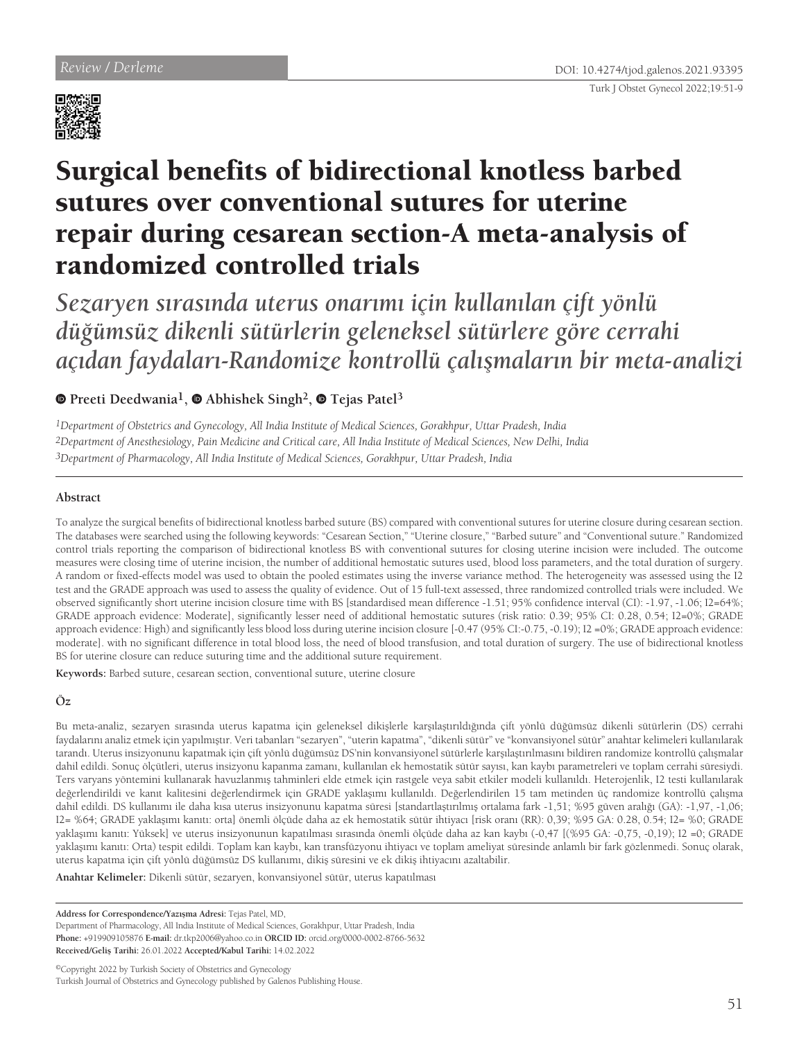Review / Derleme

# Surgical benefits of bidirectional knotless barbed sutures over conventional sutures for uterine repair during cesarean section-A meta-analysis of randomized controlled trials

## *Sezaryen sırasında uterus onarımı için kullanılan çift yönlü düğümsüz dikenli sütürlerin geleneksel sütürlere göre cerrahi açıdan faydaları-Randomize kontrollü çalışmaların bir meta-analizi*

**Preeti Deedwania[1], Abhishek Singh[2], Tejas Patel[3]**

*[1]Department of Obstetrics and Gynecology, All India Institute of Medical Sciences, Gorakhpur, Uttar Pradesh, India*
*[2]Department of Anesthesiology, Pain Medicine and Critical care, All India Institute of Medical Sciences, New Delhi, India*
*[3]Department of Pharmacology, All India Institute of Medical Sciences, Gorakhpur, Uttar Pradesh, India*

### Abstract

To analyze the surgical benefits of bidirectional knotless barbed suture (BS) compared with conventional sutures for uterine closure during cesarean section. The databases were searched using the following keywords: "Cesarean Section," "Uterine closure," "Barbed suture" and "Conventional suture." Randomized control trials reporting the comparison of bidirectional knotless BS with conventional sutures for closing uterine incision were included. The outcome measures were closing time of uterine incision, the number of additional hemostatic sutures used, blood loss parameters, and the total duration of surgery. A random or fixed-effects model was used to obtain the pooled estimates using the inverse variance method. The heterogeneity was assessed using the I2 test and the GRADE approach was used to assess the quality of evidence. Out of 15 full-text assessed, three randomized controlled trials were included. We observed significantly short uterine incision closure time with BS [standardised mean difference -1.51; 95% confidence interval (CI): -1.97, -1.06; I2=64%; GRADE approach evidence: Moderate], significantly lesser need of additional hemostatic sutures (risk ratio: 0.39; 95% CI: 0.28, 0.54; I2=0%; GRADE approach evidence: High) and significantly less blood loss during uterine incision closure [-0.47 (95% CI:-0.75, -0.19); I2 =0%; GRADE approach evidence: moderate]. with no significant difference in total blood loss, the need of blood transfusion, and total duration of surgery. The use of bidirectional knotless BS for uterine closure can reduce suturing time and the additional suture requirement.

**Keywords:** Barbed suture, cesarean section, conventional suture, uterine closure

### Öz

Bu meta-analiz, sezaryen sırasında uterus kapatma için geleneksel dikişlerle karşılaştırıldığında çift yönlü düğümsüz dikenli sütürlerin (DS) cerrahi faydalarını analiz etmek için yapılmıştır. Veri tabanları "sezaryen", "uterin kapatma", "dikenli sütür" ve "konvansiyonel sütür" anahtar kelimeleri kullanılarak tarandı. Uterus insizyonunu kapatmak için çift yönlü düğümsüz DS'nin konvansiyonel sütürlerle karşılaştırılmasını bildiren randomize kontrollü çalışmalar dahil edildi. Sonuç ölçütleri, uterus insizyonu kapanma zamanı, kullanılan ek hemostatik sütür sayısı, kan kaybı parametreleri ve toplam cerrahi süresiydi. Ters varyans yöntemini kullanarak havuzlanmış tahminleri elde etmek için rastgele veya sabit etkiler modeli kullanıldı. Heterojenlik, I2 testi kullanılarak değerlendirildi ve kanıt kalitesini değerlendirmek için GRADE yaklaşımı kullanıldı. Değerlendirilen 15 tam metinden üç randomize kontrollü çalışma dahil edildi. DS kullanımı ile daha kısa uterus insizyonunu kapatma süresi [standartlaştırılmış ortalama fark -1,51; %95 güven aralığı (GA): -1,97, -1,06; I2= %64; GRADE yaklaşımı kanıtı: orta] önemli ölçüde daha az ek hemostatik sütür ihtiyacı [risk oranı (RR): 0,39; %95 GA: 0.28, 0.54; I2= %0; GRADE yaklaşımı kanıtı: Yüksek] ve uterus insizyonunun kapatılması sırasında önemli ölçüde daha az kan kaybı (-0,47 [(%95 GA: -0,75, -0,19); I2 =0; GRADE yaklaşımı kanıtı: Orta) tespit edildi. Toplam kan kaybı, kan transfüzyonu ihtiyacı ve toplam ameliyat süresinde anlamlı bir fark gözlenmedi. Sonuç olarak, uterus kapatma için çift yönlü düğümsüz DS kullanımı, dikiş süresini ve ek dikiş ihtiyacını azaltabilir.

**Anahtar Kelimeler:** Dikenli sütür, sezaryen, konvansiyonel sütür, uterus kapatılması

**Address for Correspondence/Yazışma Adresi:** Tejas Patel, MD,
Department of Pharmacology, All India Institute of Medical Sciences, Gorakhpur, Uttar Pradesh, India
**Phone:** +919909105876 **E-mail:** dr.tkp2006@yahoo.co.in **ORCID ID:** orcid.org/0000-0002-8766-5632
**Received/Geliş Tarihi:** 26.01.2022 **Accepted/Kabul Tarihi:** 14.02.2022

©Copyright 2022 by Turkish Society of Obstetrics and Gynecology
Turkish Journal of Obstetrics and Gynecology published by Galenos Publishing House.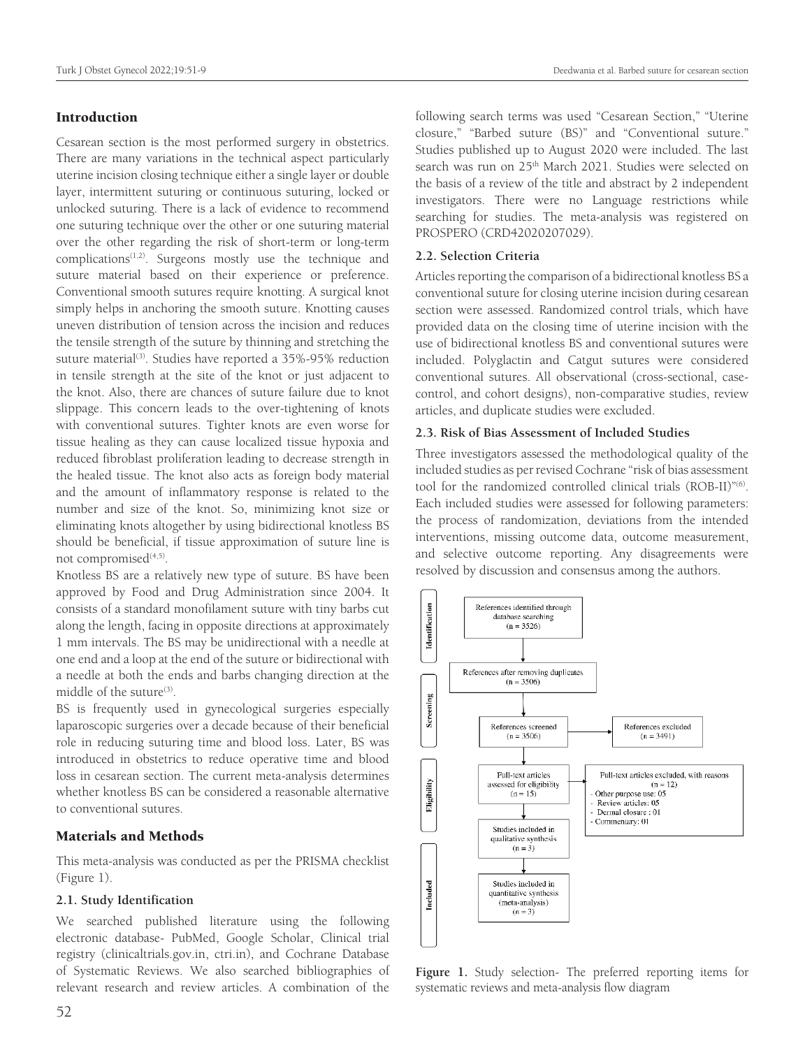## Introduction

Cesarean section is the most performed surgery in obstetrics. There are many variations in the technical aspect particularly uterine incision closing technique either a single layer or double layer, intermittent suturing or continuous suturing, locked or unlocked suturing. There is a lack of evidence to recommend one suturing technique over the other or one suturing material over the other regarding the risk of short-term or long-term complications[1,2]. Surgeons mostly use the technique and suture material based on their experience or preference. Conventional smooth sutures require knotting. A surgical knot simply helps in anchoring the smooth suture. Knotting causes uneven distribution of tension across the incision and reduces the tensile strength of the suture by thinning and stretching the suture material[3]. Studies have reported a 35%-95% reduction in tensile strength at the site of the knot or just adjacent to the knot. Also, there are chances of suture failure due to knot slippage. This concern leads to the over-tightening of knots with conventional sutures. Tighter knots are even worse for tissue healing as they can cause localized tissue hypoxia and reduced fibroblast proliferation leading to decrease strength in the healed tissue. The knot also acts as foreign body material and the amount of inflammatory response is related to the number and size of the knot. So, minimizing knot size or eliminating knots altogether by using bidirectional knotless BS should be beneficial, if tissue approximation of suture line is not compromised[4,5].

Knotless BS are a relatively new type of suture. BS have been approved by Food and Drug Administration since 2004. It consists of a standard monofilament suture with tiny barbs cut along the length, facing in opposite directions at approximately 1 mm intervals. The BS may be unidirectional with a needle at one end and a loop at the end of the suture or bidirectional with a needle at both the ends and barbs changing direction at the middle of the suture[3].

BS is frequently used in gynecological surgeries especially laparoscopic surgeries over a decade because of their beneficial role in reducing suturing time and blood loss. Later, BS was introduced in obstetrics to reduce operative time and blood loss in cesarean section. The current meta-analysis determines whether knotless BS can be considered a reasonable alternative to conventional sutures.

## Materials and Methods

This meta-analysis was conducted as per the PRISMA checklist (Figure 1).

### 2.1. Study Identification

We searched published literature using the following electronic database- PubMed, Google Scholar, Clinical trial registry (clinicaltrials.gov.in, ctri.in), and Cochrane Database of Systematic Reviews. We also searched bibliographies of relevant research and review articles. A combination of the following search terms was used "Cesarean Section," "Uterine closure," "Barbed suture (BS)" and "Conventional suture." Studies published up to August 2020 were included. The last search was run on 25th March 2021. Studies were selected on the basis of a review of the title and abstract by 2 independent investigators. There were no Language restrictions while searching for studies. The meta-analysis was registered on PROSPERO (CRD42020207029).

### 2.2. Selection Criteria

Articles reporting the comparison of a bidirectional knotless BS a conventional suture for closing uterine incision during cesarean section were assessed. Randomized control trials, which have provided data on the closing time of uterine incision with the use of bidirectional knotless BS and conventional sutures were included. Polyglactin and Catgut sutures were considered conventional sutures. All observational (cross-sectional, case-control, and cohort designs), non-comparative studies, review articles, and duplicate studies were excluded.

### 2.3. Risk of Bias Assessment of Included Studies

Three investigators assessed the methodological quality of the included studies as per revised Cochrane "risk of bias assessment tool for the randomized controlled clinical trials (ROB-II)"[6]. Each included studies were assessed for following parameters: the process of randomization, deviations from the intended interventions, missing outcome data, outcome measurement, and selective outcome reporting. Any disagreements were resolved by discussion and consensus among the authors.

Identification: References identified through database searching (n = 3526)

Screening: References after removing duplicates (n = 3506) → References screened (n = 3506) → References excluded (n = 3491)

Eligibility: Full-text articles assessed for eligibility (n = 15) → Full-text articles excluded, with reasons (n = 12)
- Other purpose use: 05
- Review articles: 05
- Dermal closure : 01
- Commentary: 01

Studies included in qualitative synthesis (n = 3)

Included: Studies included in quantitative synthesis (meta-analysis) (n = 3)

**Figure 1.** Study selection- The preferred reporting items for systematic reviews and meta-analysis flow diagram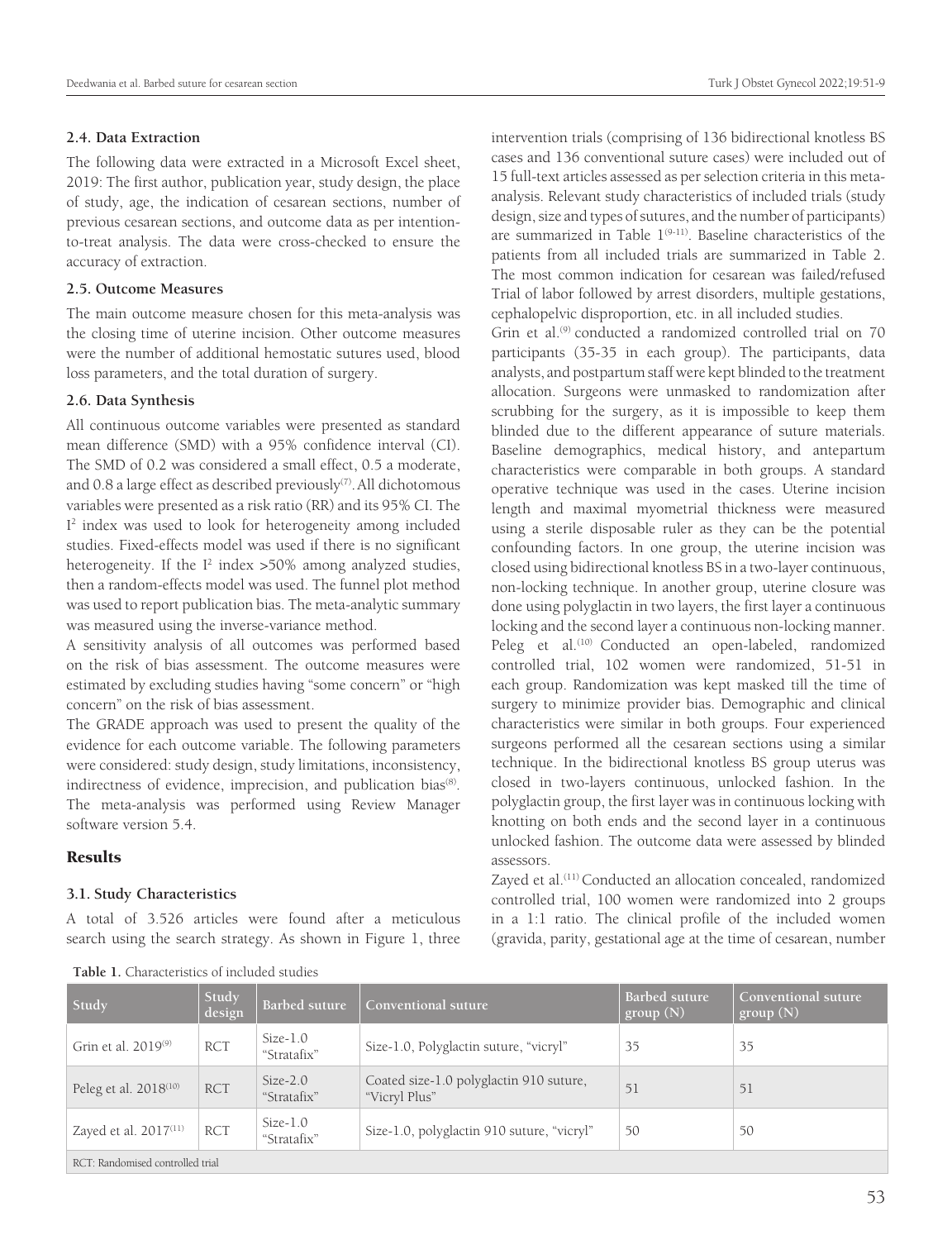### 2.4. Data Extraction

The following data were extracted in a Microsoft Excel sheet, 2019: The first author, publication year, study design, the place of study, age, the indication of cesarean sections, number of previous cesarean sections, and outcome data as per intention-to-treat analysis. The data were cross-checked to ensure the accuracy of extraction.

### 2.5. Outcome Measures

The main outcome measure chosen for this meta-analysis was the closing time of uterine incision. Other outcome measures were the number of additional hemostatic sutures used, blood loss parameters, and the total duration of surgery.

### 2.6. Data Synthesis

All continuous outcome variables were presented as standard mean difference (SMD) with a 95% confidence interval (CI). The SMD of 0.2 was considered a small effect, 0.5 a moderate, and 0.8 a large effect as described previously[7]. All dichotomous variables were presented as a risk ratio (RR) and its 95% CI. The $I^2$ index was used to look for heterogeneity among included studies. Fixed-effects model was used if there is no significant heterogeneity. If the $I^2$ index >50% among analyzed studies, then a random-effects model was used. The funnel plot method was used to report publication bias. The meta-analytic summary was measured using the inverse-variance method.

A sensitivity analysis of all outcomes was performed based on the risk of bias assessment. The outcome measures were estimated by excluding studies having "some concern" or "high concern" on the risk of bias assessment.

The GRADE approach was used to present the quality of the evidence for each outcome variable. The following parameters were considered: study design, study limitations, inconsistency, indirectness of evidence, imprecision, and publication bias[8]. The meta-analysis was performed using Review Manager software version 5.4.

## Results

### 3.1. Study Characteristics

A total of 3.526 articles were found after a meticulous search using the search strategy. As shown in Figure 1, three intervention trials (comprising of 136 bidirectional knotless BS cases and 136 conventional suture cases) were included out of 15 full-text articles assessed as per selection criteria in this meta-analysis. Relevant study characteristics of included trials (study design, size and types of sutures, and the number of participants) are summarized in Table 1[9-11]. Baseline characteristics of the patients from all included trials are summarized in Table 2. The most common indication for cesarean was failed/refused Trial of labor followed by arrest disorders, multiple gestations, cephalopelvic disproportion, etc. in all included studies.

Grin et al.[9] conducted a randomized controlled trial on 70 participants (35-35 in each group). The participants, data analysts, and postpartum staff were kept blinded to the treatment allocation. Surgeons were unmasked to randomization after scrubbing for the surgery, as it is impossible to keep them blinded due to the different appearance of suture materials. Baseline demographics, medical history, and antepartum characteristics were comparable in both groups. A standard operative technique was used in the cases. Uterine incision length and maximal myometrial thickness were measured using a sterile disposable ruler as they can be the potential confounding factors. In one group, the uterine incision was closed using bidirectional knotless BS in a two-layer continuous, non-locking technique. In another group, uterine closure was done using polyglactin in two layers, the first layer a continuous locking and the second layer a continuous non-locking manner.

Peleg et al.[10] Conducted an open-labeled, randomized controlled trial, 102 women were randomized, 51-51 in each group. Randomization was kept masked till the time of surgery to minimize provider bias. Demographic and clinical characteristics were similar in both groups. Four experienced surgeons performed all the cesarean sections using a similar technique. In the bidirectional knotless BS group uterus was closed in two-layers continuous, unlocked fashion. In the polyglactin group, the first layer was in continuous locking with knotting on both ends and the second layer in a continuous unlocked fashion. The outcome data were assessed by blinded assessors.

Zayed et al.[11] Conducted an allocation concealed, randomized controlled trial, 100 women were randomized into 2 groups in a 1:1 ratio. The clinical profile of the included women (gravida, parity, gestational age at the time of cesarean, number

**Table 1.** Characteristics of included studies

| Study | Study design | Barbed suture | Conventional suture | Barbed suture group (N) | Conventional suture group (N) |
|---|---|---|---|---|---|
| Grin et al. 2019[9] | RCT | Size-1.0 "Stratafix" | Size-1.0, Polyglactin suture, "vicryl" | 35 | 35 |
| Peleg et al. 2018[10] | RCT | Size-2.0 "Stratafix" | Coated size-1.0 polyglactin 910 suture, "Vicryl Plus" | 51 | 51 |
| Zayed et al. 2017[11] | RCT | Size-1.0 "Stratafix" | Size-1.0, polyglactin 910 suture, "vicryl" | 50 | 50 |

RCT: Randomised controlled trial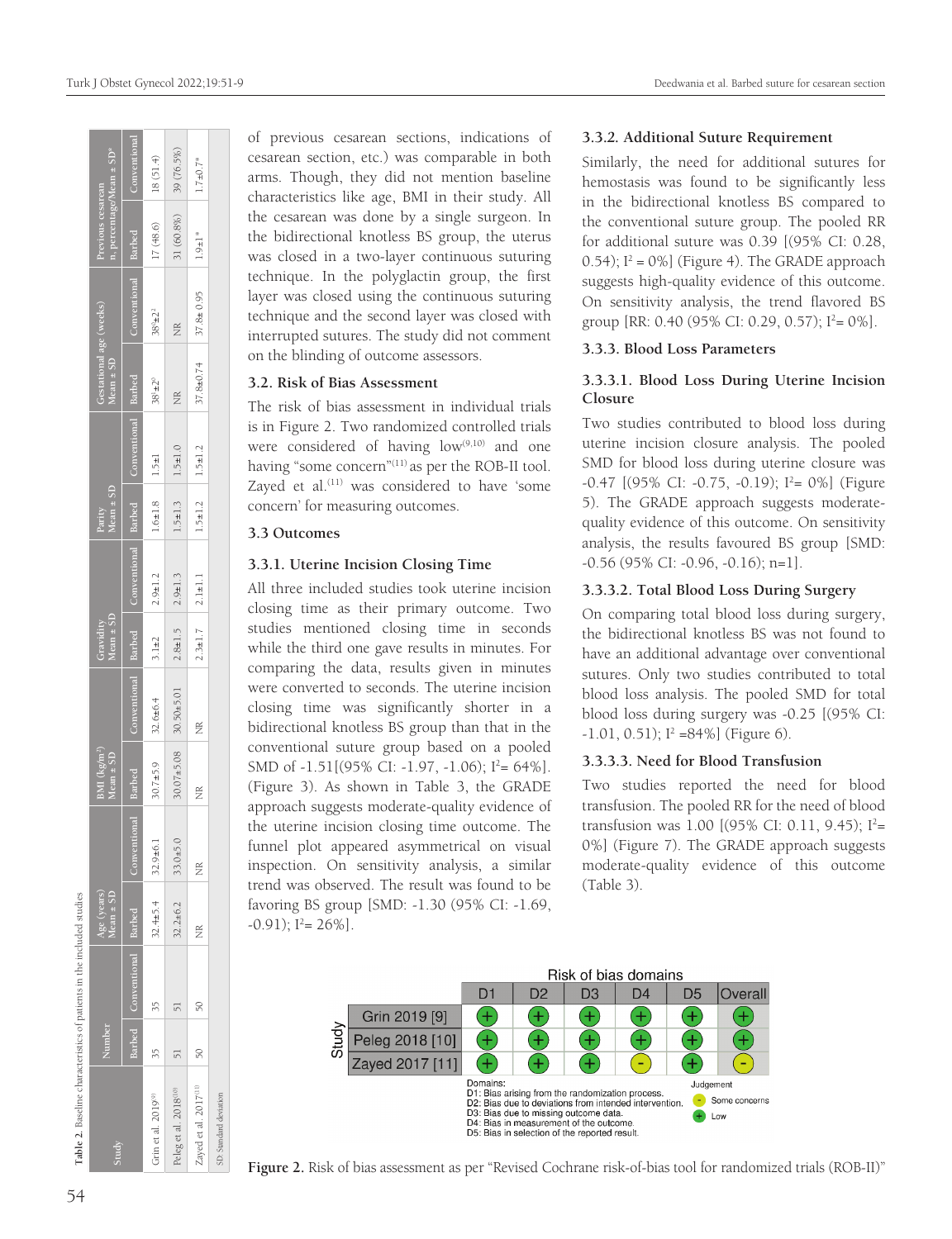**Table 2.** Baseline characteristics of patients in the included studies

| Study | Number | | Age (years) Mean ± SD | | BMI (kg/m²) Mean ± SD | | Gravidity Mean ± SD | | Parity Mean ± SD | | Gestational age (weeks) Mean ± SD | | Previous cesarean n, percentage/Mean ± SD* | |
|---|---|---|---|---|---|---|---|---|---|---|---|---|---|---|
| | Barbed | Conventional | Barbed | Conventional | Barbed | Conventional | Barbed | Conventional | Barbed | Conventional | Barbed | Conventional | Barbed | Conventional |
| Grin et al. 2019[9] | 35 | 35 | 32.4±5.4 | 32.9±6.1 | 30.7±5.9 | 32.6±6.4 | 3.1±2 | 2.9±1.2 | 1.6±1.8 | 1.5±1 | 38⁺$\pm$2⁰ | 38⁺$\pm$2² | 17 (48.6) | 18 (51.4) |
| Peleg et al. 2018[10] | 51 | 51 | 32.2±6.2 | 33.0±5.0 | 30.07±5.08 | 30.50±5.01 | 2.8±1.5 | 2.9±1.3 | 1.5±1.3 | 1.5±1.0 | NR | NR | 31 (60.8%) | 39 (76.5%) |
| Zayed et al. 2017[11] | 50 | 50 | NR | NR | NR | NR | 2.3±1.7 | 2.1±1.1 | 1.5±1.2 | 1.5±1.2 | 37.8±0.74 | 37.8± 0.95 | 1.9±1* | 1.7±0.7* |

SD: Standard deviation

of previous cesarean sections, indications of cesarean section, etc.) was comparable in both arms. Though, they did not mention baseline characteristics like age, BMI in their study. All the cesarean was done by a single surgeon. In the bidirectional knotless BS group, the uterus was closed in a two-layer continuous suturing technique. In the polyglactin group, the first layer was closed using the continuous suturing technique and the second layer was closed with interrupted sutures. The study did not comment on the blinding of outcome assessors.

### 3.2. Risk of Bias Assessment

The risk of bias assessment in individual trials is in Figure 2. Two randomized controlled trials were considered of having low[9,10] and one having "some concern"[11] as per the ROB-II tool. Zayed et al.[11] was considered to have 'some concern' for measuring outcomes.

### 3.3 Outcomes

#### 3.3.1. Uterine Incision Closing Time

All three included studies took uterine incision closing time as their primary outcome. Two studies mentioned closing time in seconds while the third one gave results in minutes. For comparing the data, results given in minutes were converted to seconds. The uterine incision closing time was significantly shorter in a bidirectional knotless BS group than that in the conventional suture group based on a pooled SMD of -1.51[(95% CI: -1.97, -1.06); $I^2$= 64%]. (Figure 3). As shown in Table 3, the GRADE approach suggests moderate-quality evidence of the uterine incision closing time outcome. The funnel plot appeared asymmetrical on visual inspection. On sensitivity analysis, a similar trend was observed. The result was found to be favoring BS group [SMD: -1.30 (95% CI: -1.69, -0.91); $I^2$= 26%].

#### 3.3.2. Additional Suture Requirement

Similarly, the need for additional sutures for hemostasis was found to be significantly less in the bidirectional knotless BS compared to the conventional suture group. The pooled RR for additional suture was 0.39 [(95% CI: 0.28, 0.54); $I^2$ = 0%] (Figure 4). The GRADE approach suggests high-quality evidence of this outcome. On sensitivity analysis, the trend flavored BS group [RR: 0.40 (95% CI: 0.29, 0.57); $I^2$= 0%].

#### 3.3.3. Blood Loss Parameters

#### 3.3.3.1. Blood Loss During Uterine Incision Closure

Two studies contributed to blood loss during uterine incision closure analysis. The pooled SMD for blood loss during uterine closure was -0.47 [(95% CI: -0.75, -0.19); $I^2$= 0%] (Figure 5). The GRADE approach suggests moderate-quality evidence of this outcome. On sensitivity analysis, the results favoured BS group [SMD: -0.56 (95% CI: -0.96, -0.16); n=1].

#### 3.3.3.2. Total Blood Loss During Surgery

On comparing total blood loss during surgery, the bidirectional knotless BS was not found to have an additional advantage over conventional sutures. Only two studies contributed to total blood loss analysis. The pooled SMD for total blood loss during surgery was -0.25 [(95% CI: -1.01, 0.51); $I^2$ =84%] (Figure 6).

#### 3.3.3.3. Need for Blood Transfusion

Two studies reported the need for blood transfusion. The pooled RR for the need of blood transfusion was 1.00 [(95% CI: 0.11, 9.45); $I^2$= 0%] (Figure 7). The GRADE approach suggests moderate-quality evidence of this outcome (Table 3).

| Study | D1 | D2 | D3 | D4 | D5 | Overall |
|---|---|---|---|---|---|---|
| Grin 2019 [9] | + | + | + | + | + | + |
| Peleg 2018 [10] | + | + | + | + | + | + |
| Zayed 2017 [11] | + | + | + | - | + | - |

Domains:
D1: Bias arising from the randomization process.
D2: Bias due to deviations from intended intervention.
D3: Bias due to missing outcome data.
D4: Bias in measurement of the outcome.
D5: Bias in selection of the reported result.

Judgement: - Some concerns; + Low

**Figure 2.** Risk of bias assessment as per "Revised Cochrane risk-of-bias tool for randomized trials (ROB-II)"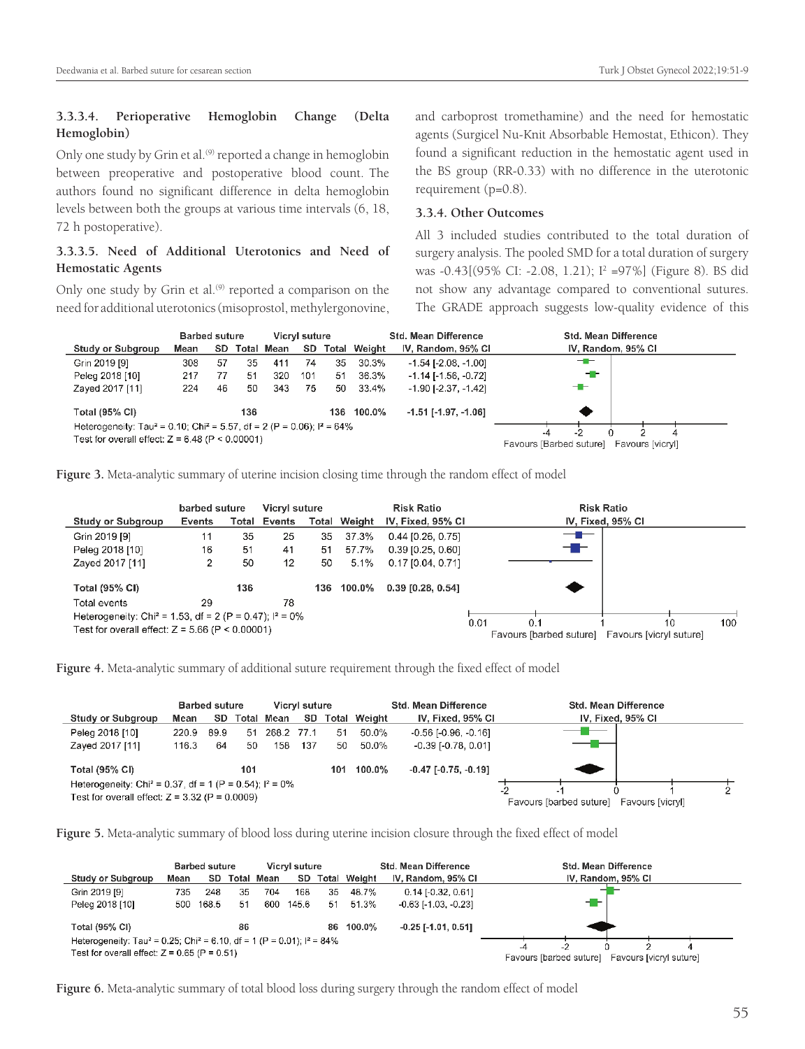#### 3.3.3.4. Perioperative Hemoglobin Change (Delta Hemoglobin)

Only one study by Grin et al.[9] reported a change in hemoglobin between preoperative and postoperative blood count. The authors found no significant difference in delta hemoglobin levels between both the groups at various time intervals (6, 18, 72 h postoperative).

#### 3.3.3.5. Need of Additional Uterotonics and Need of Hemostatic Agents

Only one study by Grin et al.[9] reported a comparison on the need for additional uterotonics (misoprostol, methylergonovine, and carboprost tromethamine) and the need for hemostatic agents (Surgicel Nu-Knit Absorbable Hemostat, Ethicon). They found a significant reduction in the hemostatic agent used in the BS group (RR-0.33) with no difference in the uterotonic requirement (p=0.8).

### 3.3.4. Other Outcomes

All 3 included studies contributed to the total duration of surgery analysis. The pooled SMD for a total duration of surgery was -0.43[(95% CI: -2.08, 1.21); $I^2$ =97%] (Figure 8). BS did not show any advantage compared to conventional sutures. The GRADE approach suggests low-quality evidence of this

| Study or Subgroup | Barbed suture Mean | SD | Total | Vicryl suture Mean | SD | Total | Weight | Std. Mean Difference IV, Random, 95% CI |
|---|---|---|---|---|---|---|---|---|
| Grin 2019 [9] | 308 | 57 | 35 | 411 | 74 | 35 | 30.3% | -1.54 [-2.08, -1.00] |
| Peleg 2018 [10] | 217 | 77 | 51 | 320 | 101 | 51 | 36.3% | -1.14 [-1.56, -0.72] |
| Zayed 2017 [11] | 224 | 46 | 50 | 343 | 75 | 50 | 33.4% | -1.90 [-2.37, -1.42] |
| **Total (95% CI)** | | | 136 | | | 136 | 100.0% | **-1.51 [-1.97, -1.06]** |

Heterogeneity: Tau² = 0.10; Chi² = 5.57, df = 2 (P = 0.06); I² = 64%
Test for overall effect: Z = 6.48 (P < 0.00001)

Favours [Barbed suture] Favours [vicryl]

**Figure 3.** Meta-analytic summary of uterine incision closing time through the random effect of model

| Study or Subgroup | barbed suture Events | Total | Vicryl suture Events | Total | Weight | Risk Ratio IV, Fixed, 95% CI |
|---|---|---|---|---|---|---|
| Grin 2019 [9] | 11 | 35 | 25 | 35 | 37.3% | 0.44 [0.26, 0.75] |
| Peleg 2018 [10] | 16 | 51 | 41 | 51 | 57.7% | 0.39 [0.25, 0.60] |
| Zayed 2017 [11] | 2 | 50 | 12 | 50 | 5.1% | 0.17 [0.04, 0.71] |
| **Total (95% CI)** | | 136 | | 136 | 100.0% | **0.39 [0.28, 0.54]** |
| Total events | 29 | | 78 | | | |

Heterogeneity: Chi² = 1.53, df = 2 (P = 0.47); I² = 0%
Test for overall effect: Z = 5.66 (P < 0.00001)

Favours [barbed suture] Favours [vicryl suture]

**Figure 4.** Meta-analytic summary of additional suture requirement through the fixed effect of model

| Study or Subgroup | Barbed suture Mean | SD | Total | Vicryl suture Mean | SD | Total | Weight | Std. Mean Difference IV, Fixed, 95% CI |
|---|---|---|---|---|---|---|---|---|
| Peleg 2018 [10] | 220.9 | 89.9 | 51 | 268.2 | 77.1 | 51 | 50.0% | -0.56 [-0.96, -0.16] |
| Zayed 2017 [11] | 116.3 | 64 | 50 | 158 | 137 | 50 | 50.0% | -0.39 [-0.78, 0.01] |
| **Total (95% CI)** | | | 101 | | | 101 | 100.0% | **-0.47 [-0.75, -0.19]** |

Heterogeneity: Chi² = 0.37, df = 1 (P = 0.54); I² = 0%
Test for overall effect: Z = 3.32 (P = 0.0009)

Favours [barbed suture] Favours [vicryl]

**Figure 5.** Meta-analytic summary of blood loss during uterine incision closure through the fixed effect of model

| Study or Subgroup | Barbed suture Mean | SD | Total | Vicryl suture Mean | SD | Total | Weight | Std. Mean Difference IV, Random, 95% CI |
|---|---|---|---|---|---|---|---|---|
| Grin 2019 [9] | 735 | 248 | 35 | 704 | 168 | 35 | 48.7% | 0.14 [-0.32, 0.61] |
| Peleg 2018 [10] | 500 | 168.5 | 51 | 600 | 145.6 | 51 | 51.3% | -0.63 [-1.03, -0.23] |
| **Total (95% CI)** | | | 86 | | | 86 | 100.0% | **-0.25 [-1.01, 0.51]** |

Heterogeneity: Tau² = 0.25; Chi² = 6.10, df = 1 (P = 0.01); I² = 84%
Test for overall effect: Z = 0.65 (P = 0.51)

Favours [barbed suture] Favours [vicryl suture]

**Figure 6.** Meta-analytic summary of total blood loss during surgery through the random effect of model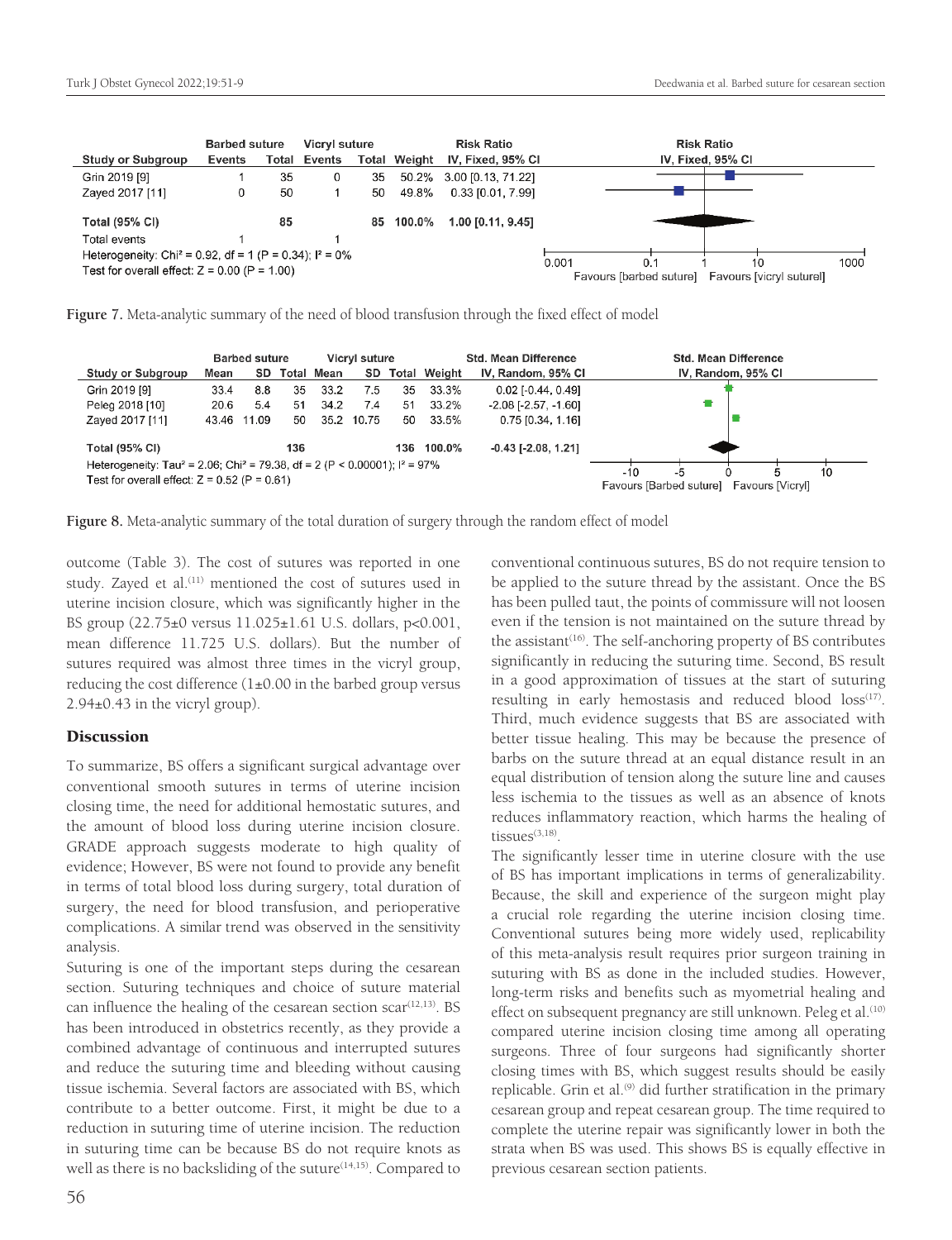| Study or Subgroup | Barbed suture Events | Barbed suture Total | Vicryl suture Events | Vicryl suture Total | Weight | Risk Ratio IV, Fixed, 95% CI |
|---|---|---|---|---|---|---|
| Grin 2019 [9] | 1 | 35 | 0 | 35 | 50.2% | 3.00 [0.13, 71.22] |
| Zayed 2017 [11] | 0 | 50 | 1 | 50 | 49.8% | 0.33 [0.01, 7.99] |
| Total (95% CI) | | 85 | | 85 | 100.0% | 1.00 [0.11, 9.45] |
| Total events | 1 | | 1 | | | |

Heterogeneity: Chi² = 0.92, df = 1 (P = 0.34); I² = 0%
Test for overall effect: Z = 0.00 (P = 1.00)

Favours [barbed suture] Favours [vicryl suturel]

**Figure 7.** Meta-analytic summary of the need of blood transfusion through the fixed effect of model

| Study or Subgroup | Barbed suture Mean | Barbed suture SD | Barbed suture Total | Vicryl suture Mean | Vicryl suture SD | Vicryl suture Total | Weight | Std. Mean Difference IV, Random, 95% CI |
|---|---|---|---|---|---|---|---|---|
| Grin 2019 [9] | 33.4 | 8.8 | 35 | 33.2 | 7.5 | 35 | 33.3% | 0.02 [-0.44, 0.49] |
| Peleg 2018 [10] | 20.6 | 5.4 | 51 | 34.2 | 7.4 | 51 | 33.2% | -2.08 [-2.57, -1.60] |
| Zayed 2017 [11] | 43.46 | 11.09 | 50 | 35.2 | 10.75 | 50 | 33.5% | 0.75 [0.34, 1.16] |
| Total (95% CI) | | | 136 | | | 136 | 100.0% | -0.43 [-2.08, 1.21] |

Heterogeneity: Tau² = 2.06; Chi² = 79.38, df = 2 (P < 0.00001); I² = 97%
Test for overall effect: Z = 0.52 (P = 0.61)

Favours [Barbed suture] Favours [Vicryl]

**Figure 8.** Meta-analytic summary of the total duration of surgery through the random effect of model

outcome (Table 3). The cost of sutures was reported in one study. Zayed et al.[11] mentioned the cost of sutures used in uterine incision closure, which was significantly higher in the BS group (22.75±0 versus 11.025±1.61 U.S. dollars, p<0.001, mean difference 11.725 U.S. dollars). But the number of sutures required was almost three times in the vicryl group, reducing the cost difference (1±0.00 in the barbed group versus 2.94±0.43 in the vicryl group).

## Discussion

To summarize, BS offers a significant surgical advantage over conventional smooth sutures in terms of uterine incision closing time, the need for additional hemostatic sutures, and the amount of blood loss during uterine incision closure. GRADE approach suggests moderate to high quality of evidence; However, BS were not found to provide any benefit in terms of total blood loss during surgery, total duration of surgery, the need for blood transfusion, and perioperative complications. A similar trend was observed in the sensitivity analysis.

Suturing is one of the important steps during the cesarean section. Suturing techniques and choice of suture material can influence the healing of the cesarean section scar[12,13]. BS has been introduced in obstetrics recently, as they provide a combined advantage of continuous and interrupted sutures and reduce the suturing time and bleeding without causing tissue ischemia. Several factors are associated with BS, which contribute to a better outcome. First, it might be due to a reduction in suturing time of uterine incision. The reduction in suturing time can be because BS do not require knots as well as there is no backsliding of the suture[14,15]. Compared to conventional continuous sutures, BS do not require tension to be applied to the suture thread by the assistant. Once the BS has been pulled taut, the points of commissure will not loosen even if the tension is not maintained on the suture thread by the assistant[16]. The self-anchoring property of BS contributes significantly in reducing the suturing time. Second, BS result in a good approximation of tissues at the start of suturing resulting in early hemostasis and reduced blood loss[17]. Third, much evidence suggests that BS are associated with better tissue healing. This may be because the presence of barbs on the suture thread at an equal distance result in an equal distribution of tension along the suture line and causes less ischemia to the tissues as well as an absence of knots reduces inflammatory reaction, which harms the healing of tissues[3,18].

The significantly lesser time in uterine closure with the use of BS has important implications in terms of generalizability. Because, the skill and experience of the surgeon might play a crucial role regarding the uterine incision closing time. Conventional sutures being more widely used, replicability of this meta-analysis result requires prior surgeon training in suturing with BS as done in the included studies. However, long-term risks and benefits such as myometrial healing and effect on subsequent pregnancy are still unknown. Peleg et al.[10] compared uterine incision closing time among all operating surgeons. Three of four surgeons had significantly shorter closing times with BS, which suggest results should be easily replicable. Grin et al.[9] did further stratification in the primary cesarean group and repeat cesarean group. The time required to complete the uterine repair was significantly lower in both the strata when BS was used. This shows BS is equally effective in previous cesarean section patients.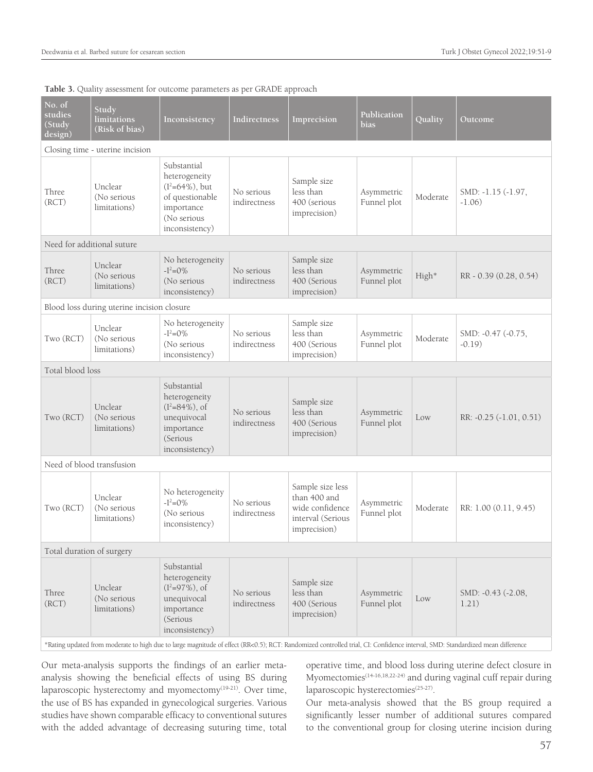**Table 3.** Quality assessment for outcome parameters as per GRADE approach

| No. of studies (Study design) | Study limitations (Risk of bias) | Inconsistency | Indirectness | Imprecision | Publication bias | Quality | Outcome |
|---|---|---|---|---|---|---|---|
| Closing time - uterine incision | | | | | | | |
| Three (RCT) | Unclear (No serious limitations) | Substantial heterogeneity ($I^2$=64%), but of questionable importance (No serious inconsistency) | No serious indirectness | Sample size less than 400 (serious imprecision) | Asymmetric Funnel plot | Moderate | SMD: -1.15 (-1.97, -1.06) |
| Need for additional suture | | | | | | | |
| Three (RCT) | Unclear (No serious limitations) | No heterogeneity -$I^2$=0% (No serious inconsistency) | No serious indirectness | Sample size less than 400 (Serious imprecision) | Asymmetric Funnel plot | High* | RR - 0.39 (0.28, 0.54) |
| Blood loss during uterine incision closure | | | | | | | |
| Two (RCT) | Unclear (No serious limitations) | No heterogeneity -$I^2$=0% (No serious inconsistency) | No serious indirectness | Sample size less than 400 (Serious imprecision) | Asymmetric Funnel plot | Moderate | SMD: -0.47 (-0.75, -0.19) |
| Total blood loss | | | | | | | |
| Two (RCT) | Unclear (No serious limitations) | Substantial heterogeneity ($I^2$=84%), of unequivocal importance (Serious inconsistency) | No serious indirectness | Sample size less than 400 (Serious imprecision) | Asymmetric Funnel plot | Low | RR: -0.25 (-1.01, 0.51) |
| Need of blood transfusion | | | | | | | |
| Two (RCT) | Unclear (No serious limitations) | No heterogeneity -$I^2$=0% (No serious inconsistency) | No serious indirectness | Sample size less than 400 and wide confidence interval (Serious imprecision) | Asymmetric Funnel plot | Moderate | RR: 1.00 (0.11, 9.45) |
| Total duration of surgery | | | | | | | |
| Three (RCT) | Unclear (No serious limitations) | Substantial heterogeneity ($I^2$=97%), of unequivocal importance (Serious inconsistency) | No serious indirectness | Sample size less than 400 (Serious imprecision) | Asymmetric Funnel plot | Low | SMD: -0.43 (-2.08, 1.21) |

*Rating updated from moderate to high due to large magnitude of effect (RR<0.5); RCT: Randomized controlled trial, CI: Confidence interval, SMD: Standardized mean difference

Our meta-analysis supports the findings of an earlier meta-analysis showing the beneficial effects of using BS during laparoscopic hysterectomy and myomectomy[19-21]. Over time, the use of BS has expanded in gynecological surgeries. Various studies have shown comparable efficacy to conventional sutures with the added advantage of decreasing suturing time, total operative time, and blood loss during uterine defect closure in Myomectomies[14-16,18,22-24] and during vaginal cuff repair during laparoscopic hysterectomies[25-27].

Our meta-analysis showed that the BS group required a significantly lesser number of additional sutures compared to the conventional group for closing uterine incision during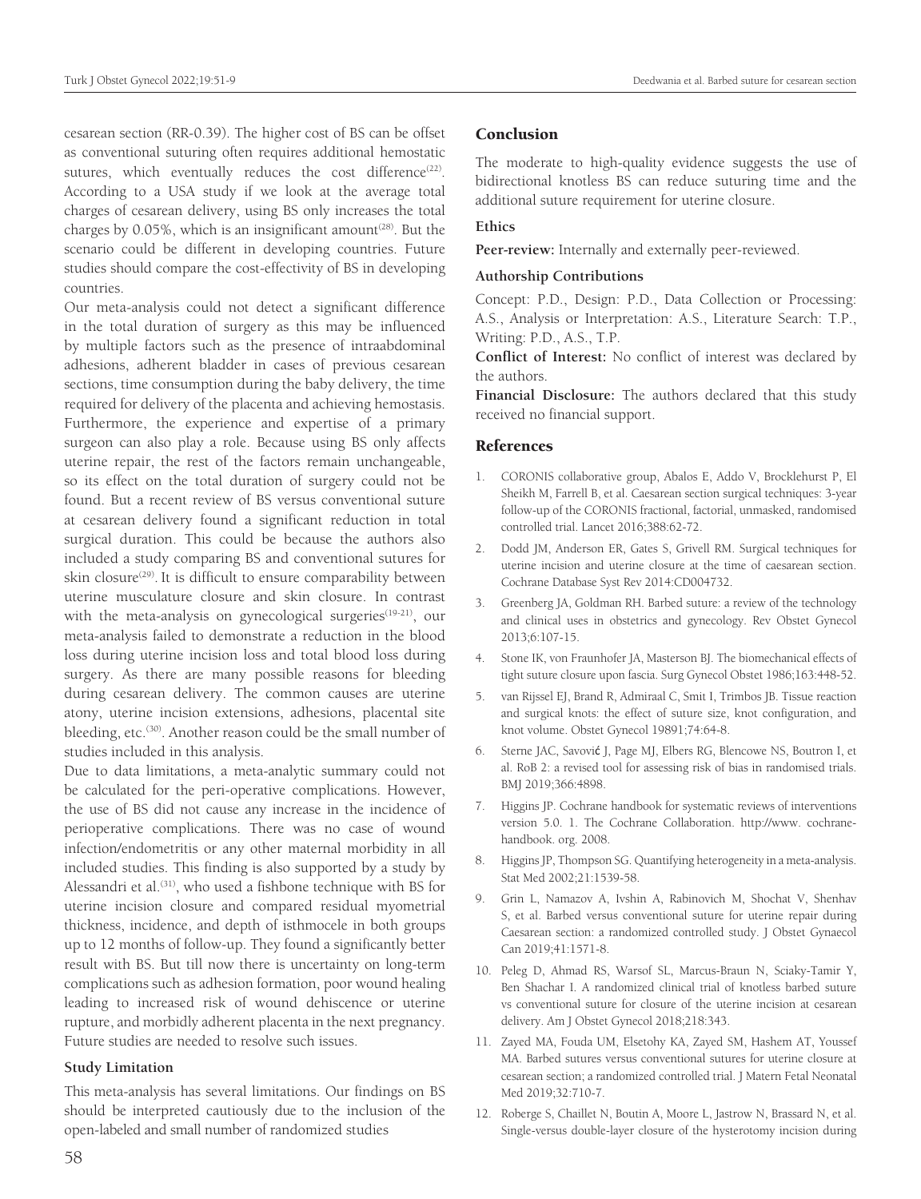cesarean section (RR-0.39). The higher cost of BS can be offset as conventional suturing often requires additional hemostatic sutures, which eventually reduces the cost difference[22]. According to a USA study if we look at the average total charges of cesarean delivery, using BS only increases the total charges by 0.05%, which is an insignificant amount[28]. But the scenario could be different in developing countries. Future studies should compare the cost-effectivity of BS in developing countries.

Our meta-analysis could not detect a significant difference in the total duration of surgery as this may be influenced by multiple factors such as the presence of intraabdominal adhesions, adherent bladder in cases of previous cesarean sections, time consumption during the baby delivery, the time required for delivery of the placenta and achieving hemostasis. Furthermore, the experience and expertise of a primary surgeon can also play a role. Because using BS only affects uterine repair, the rest of the factors remain unchangeable, so its effect on the total duration of surgery could not be found. But a recent review of BS versus conventional suture at cesarean delivery found a significant reduction in total surgical duration. This could be because the authors also included a study comparing BS and conventional sutures for skin closure[29]. It is difficult to ensure comparability between uterine musculature closure and skin closure. In contrast with the meta-analysis on gynecological surgeries[19-21], our meta-analysis failed to demonstrate a reduction in the blood loss during uterine incision loss and total blood loss during surgery. As there are many possible reasons for bleeding during cesarean delivery. The common causes are uterine atony, uterine incision extensions, adhesions, placental site bleeding, etc.[30]. Another reason could be the small number of studies included in this analysis.

Due to data limitations, a meta-analytic summary could not be calculated for the peri-operative complications. However, the use of BS did not cause any increase in the incidence of perioperative complications. There was no case of wound infection/endometritis or any other maternal morbidity in all included studies. This finding is also supported by a study by Alessandri et al.[31], who used a fishbone technique with BS for uterine incision closure and compared residual myometrial thickness, incidence, and depth of isthmocele in both groups up to 12 months of follow-up. They found a significantly better result with BS. But till now there is uncertainty on long-term complications such as adhesion formation, poor wound healing leading to increased risk of wound dehiscence or uterine rupture, and morbidly adherent placenta in the next pregnancy. Future studies are needed to resolve such issues.

### Study Limitation

This meta-analysis has several limitations. Our findings on BS should be interpreted cautiously due to the inclusion of the open-labeled and small number of randomized studies

## Conclusion

The moderate to high-quality evidence suggests the use of bidirectional knotless BS can reduce suturing time and the additional suture requirement for uterine closure.

### Ethics

**Peer-review:** Internally and externally peer-reviewed.

### Authorship Contributions

Concept: P.D., Design: P.D., Data Collection or Processing: A.S., Analysis or Interpretation: A.S., Literature Search: T.P., Writing: P.D., A.S., T.P.

**Conflict of Interest:** No conflict of interest was declared by the authors.

**Financial Disclosure:** The authors declared that this study received no financial support.

## References

1. CORONIS collaborative group, Abalos E, Addo V, Brocklehurst P, El Sheikh M, Farrell B, et al. Caesarean section surgical techniques: 3-year follow-up of the CORONIS fractional, factorial, unmasked, randomised controlled trial. Lancet 2016;388:62-72.
2. Dodd JM, Anderson ER, Gates S, Grivell RM. Surgical techniques for uterine incision and uterine closure at the time of caesarean section. Cochrane Database Syst Rev 2014:CD004732.
3. Greenberg JA, Goldman RH. Barbed suture: a review of the technology and clinical uses in obstetrics and gynecology. Rev Obstet Gynecol 2013;6:107-15.
4. Stone IK, von Fraunhofer JA, Masterson BJ. The biomechanical effects of tight suture closure upon fascia. Surg Gynecol Obstet 1986;163:448-52.
5. van Rijssel EJ, Brand R, Admiraal C, Smit I, Trimbos JB. Tissue reaction and surgical knots: the effect of suture size, knot configuration, and knot volume. Obstet Gynecol 19891;74:64-8.
6. Sterne JAC, Savović J, Page MJ, Elbers RG, Blencowe NS, Boutron I, et al. RoB 2: a revised tool for assessing risk of bias in randomised trials. BMJ 2019;366:4898.
7. Higgins JP. Cochrane handbook for systematic reviews of interventions version 5.0. 1. The Cochrane Collaboration. http://www. cochrane-handbook. org. 2008.
8. Higgins JP, Thompson SG. Quantifying heterogeneity in a meta-analysis. Stat Med 2002;21:1539-58.
9. Grin L, Namazov A, Ivshin A, Rabinovich M, Shochat V, Shenhav S, et al. Barbed versus conventional suture for uterine repair during Caesarean section: a randomized controlled study. J Obstet Gynaecol Can 2019;41:1571-8.
10. Peleg D, Ahmad RS, Warsof SL, Marcus-Braun N, Sciaky-Tamir Y, Ben Shachar I. A randomized clinical trial of knotless barbed suture vs conventional suture for closure of the uterine incision at cesarean delivery. Am J Obstet Gynecol 2018;218:343.
11. Zayed MA, Fouda UM, Elsetohy KA, Zayed SM, Hashem AT, Youssef MA. Barbed sutures versus conventional sutures for uterine closure at cesarean section; a randomized controlled trial. J Matern Fetal Neonatal Med 2019;32:710-7.
12. Roberge S, Chaillet N, Boutin A, Moore L, Jastrow N, Brassard N, et al. Single-versus double-layer closure of the hysterotomy incision during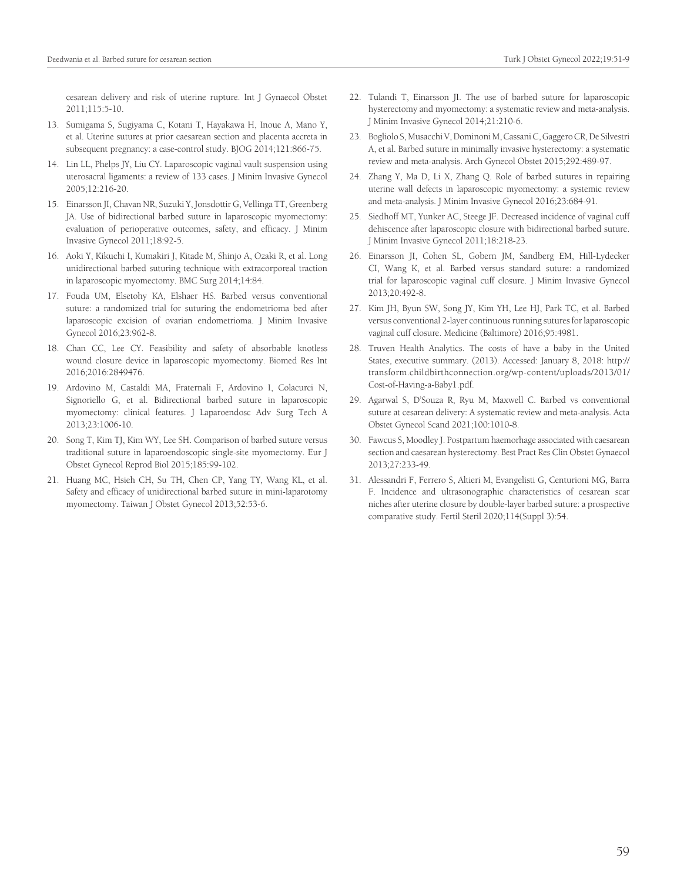cesarean delivery and risk of uterine rupture. Int J Gynaecol Obstet 2011;115:5-10.

13. Sumigama S, Sugiyama C, Kotani T, Hayakawa H, Inoue A, Mano Y, et al. Uterine sutures at prior caesarean section and placenta accreta in subsequent pregnancy: a case-control study. BJOG 2014;121:866-75.
14. Lin LL, Phelps JY, Liu CY. Laparoscopic vaginal vault suspension using uterosacral ligaments: a review of 133 cases. J Minim Invasive Gynecol 2005;12:216-20.
15. Einarsson JI, Chavan NR, Suzuki Y, Jonsdottir G, Vellinga TT, Greenberg JA. Use of bidirectional barbed suture in laparoscopic myomectomy: evaluation of perioperative outcomes, safety, and efficacy. J Minim Invasive Gynecol 2011;18:92-5.
16. Aoki Y, Kikuchi I, Kumakiri J, Kitade M, Shinjo A, Ozaki R, et al. Long unidirectional barbed suturing technique with extracorporeal traction in laparoscopic myomectomy. BMC Surg 2014;14:84.
17. Fouda UM, Elsetohy KA, Elshaer HS. Barbed versus conventional suture: a randomized trial for suturing the endometrioma bed after laparoscopic excision of ovarian endometrioma. J Minim Invasive Gynecol 2016;23:962-8.
18. Chan CC, Lee CY. Feasibility and safety of absorbable knotless wound closure device in laparoscopic myomectomy. Biomed Res Int 2016;2016:2849476.
19. Ardovino M, Castaldi MA, Fraternali F, Ardovino I, Colacurci N, Signoriello G, et al. Bidirectional barbed suture in laparoscopic myomectomy: clinical features. J Laparoendosc Adv Surg Tech A 2013;23:1006-10.
20. Song T, Kim TJ, Kim WY, Lee SH. Comparison of barbed suture versus traditional suture in laparoendoscopic single-site myomectomy. Eur J Obstet Gynecol Reprod Biol 2015;185:99-102.
21. Huang MC, Hsieh CH, Su TH, Chen CP, Yang TY, Wang KL, et al. Safety and efficacy of unidirectional barbed suture in mini-laparotomy myomectomy. Taiwan J Obstet Gynecol 2013;52:53-6.
22. Tulandi T, Einarsson JI. The use of barbed suture for laparoscopic hysterectomy and myomectomy: a systematic review and meta-analysis. J Minim Invasive Gynecol 2014;21:210-6.
23. Bogliolo S, Musacchi V, Dominoni M, Cassani C, Gaggero CR, De Silvestri A, et al. Barbed suture in minimally invasive hysterectomy: a systematic review and meta-analysis. Arch Gynecol Obstet 2015;292:489-97.
24. Zhang Y, Ma D, Li X, Zhang Q. Role of barbed sutures in repairing uterine wall defects in laparoscopic myomectomy: a systemic review and meta-analysis. J Minim Invasive Gynecol 2016;23:684-91.
25. Siedhoff MT, Yunker AC, Steege JF. Decreased incidence of vaginal cuff dehiscence after laparoscopic closure with bidirectional barbed suture. J Minim Invasive Gynecol 2011;18:218-23.
26. Einarsson JI, Cohen SL, Gobern JM, Sandberg EM, Hill-Lydecker CI, Wang K, et al. Barbed versus standard suture: a randomized trial for laparoscopic vaginal cuff closure. J Minim Invasive Gynecol 2013;20:492-8.
27. Kim JH, Byun SW, Song JY, Kim YH, Lee HJ, Park TC, et al. Barbed versus conventional 2-layer continuous running sutures for laparoscopic vaginal cuff closure. Medicine (Baltimore) 2016;95:4981.
28. Truven Health Analytics. The costs of have a baby in the United States, executive summary. (2013). Accessed: January 8, 2018: http://transform.childbirthconnection.org/wp-content/uploads/2013/01/Cost-of-Having-a-Baby1.pdf.
29. Agarwal S, D'Souza R, Ryu M, Maxwell C. Barbed vs conventional suture at cesarean delivery: A systematic review and meta-analysis. Acta Obstet Gynecol Scand 2021;100:1010-8.
30. Fawcus S, Moodley J. Postpartum haemorhage associated with caesarean section and caesarean hysterectomy. Best Pract Res Clin Obstet Gynaecol 2013;27:233-49.
31. Alessandri F, Ferrero S, Altieri M, Evangelisti G, Centurioni MG, Barra F. Incidence and ultrasonographic characteristics of cesarean scar niches after uterine closure by double-layer barbed suture: a prospective comparative study. Fertil Steril 2020;114(Suppl 3):54.